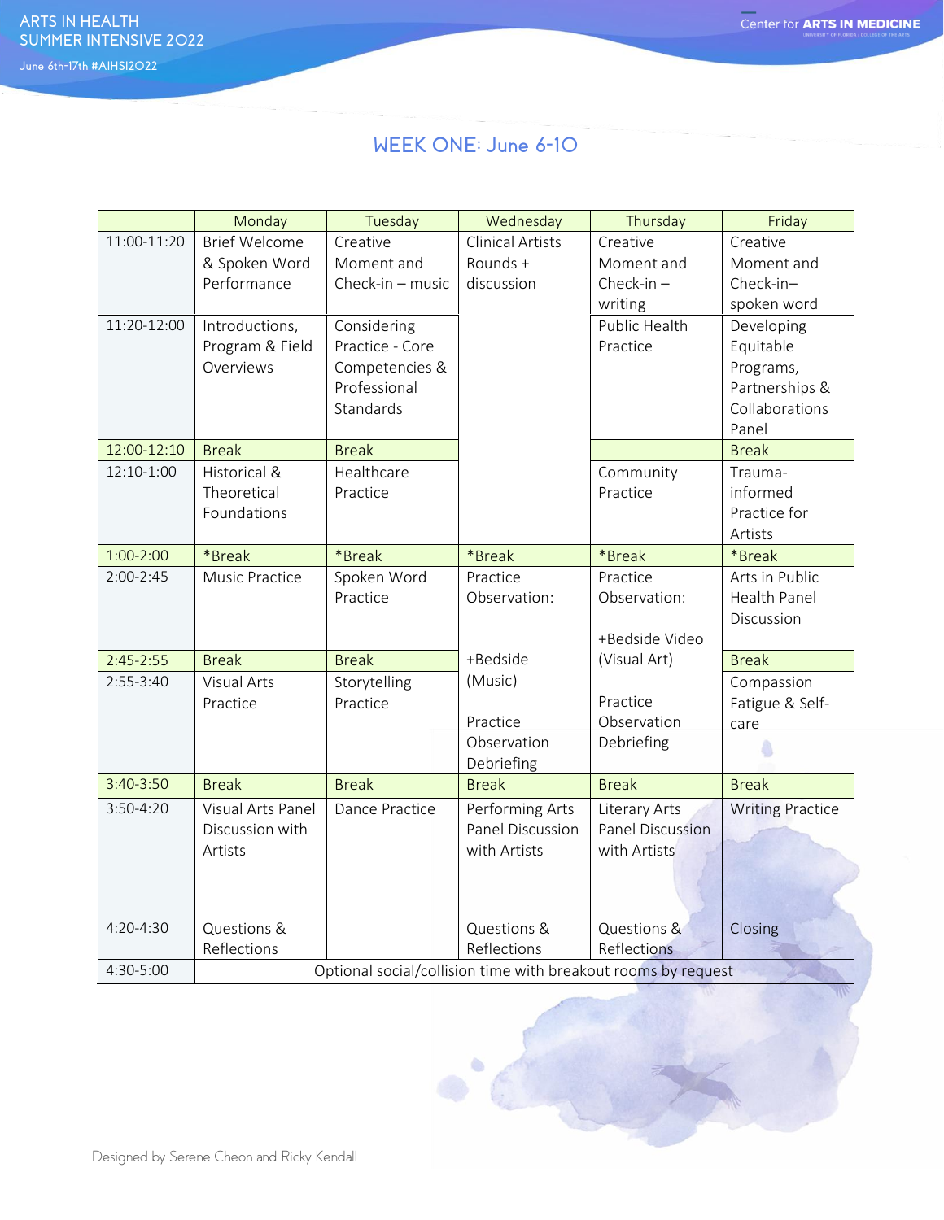ARTS IN HEALTH SUMMER INTENSIVE 2022

June 6th-17th #AIHSI2022

Center for ARTS IN MEDICINE

## WEEK ONE: June 6-10

| | Monday | Tuesday | Wednesday | Thursday | Friday |
|---|---|---|---|---|---|
| 11:00-11:20 | Brief Welcome & Spoken Word Performance | Creative Moment and Check-in – music | Clinical Artists Rounds + discussion | Creative Moment and Check-in – writing | Creative Moment and Check-in– spoken word |
| 11:20-12:00 | Introductions, Program & Field Overviews | Considering Practice - Core Competencies & Professional Standards | | Public Health Practice | Developing Equitable Programs, Partnerships & Collaborations Panel |
| 12:00-12:10 | Break | Break | | | Break |
| 12:10-1:00 | Historical & Theoretical Foundations | Healthcare Practice | | Community Practice | Trauma-informed Practice for Artists |
| 1:00-2:00 | *Break | *Break | *Break | *Break | *Break |
| 2:00-2:45 | Music Practice | Spoken Word Practice | Practice Observation: | Practice Observation: +Bedside Video (Visual Art) | Arts in Public Health Panel Discussion |
| 2:45-2:55 | Break | Break | +Bedside (Music) | | Break |
| 2:55-3:40 | Visual Arts Practice | Storytelling Practice | Practice Observation Debriefing | Practice Observation Debriefing | Compassion Fatigue & Self-care |
| 3:40-3:50 | Break | Break | Break | Break | Break |
| 3:50-4:20 | Visual Arts Panel Discussion with Artists | Dance Practice | Performing Arts Panel Discussion with Artists | Literary Arts Panel Discussion with Artists | Writing Practice |
| 4:20-4:30 | Questions & Reflections | | Questions & Reflections | Questions & Reflections | Closing |
| 4:30-5:00 | Optional social/collision time with breakout rooms by request | | | | |

Designed by Serene Cheon and Ricky Kendall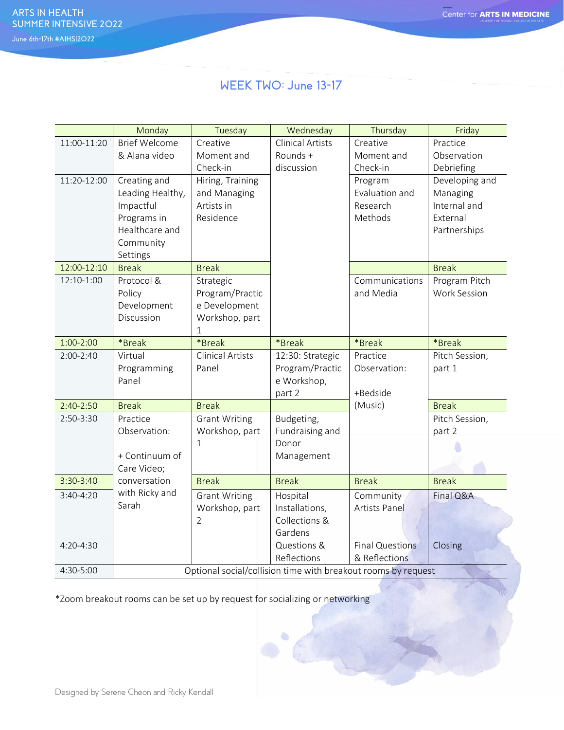ARTS IN HEALTH SUMMER INTENSIVE 2022

June 6th-17th #AIHSI2022

Center for ARTS IN MEDICINE

## WEEK TWO: June 13-17

| | Monday | Tuesday | Wednesday | Thursday | Friday |
|---|---|---|---|---|---|
| 11:00-11:20 | Brief Welcome & Alana video | Creative Moment and Check-in | Clinical Artists Rounds + discussion | Creative Moment and Check-in | Practice Observation Debriefing |
| 11:20-12:00 | Creating and Leading Healthy, Impactful Programs in Healthcare and Community Settings | Hiring, Training and Managing Artists in Residence | | Program Evaluation and Research Methods | Developing and Managing Internal and External Partnerships |
| 12:00-12:10 | Break | Break | | | Break |
| 12:10-1:00 | Protocol & Policy Development Discussion | Strategic Program/Practice Development Workshop, part 1 | | Communications and Media | Program Pitch Work Session |
| 1:00-2:00 | *Break | *Break | *Break | *Break | *Break |
| 2:00-2:40 | Virtual Programming Panel | Clinical Artists Panel | 12:30: Strategic Program/Practice Workshop, part 2 | Practice Observation: +Bedside (Music) | Pitch Session, part 1 |
| 2:40-2:50 | Break | Break | | | Break |
| 2:50-3:30 | Practice Observation: + Continuum of Care Video; conversation with Ricky and Sarah | Grant Writing Workshop, part 1 | Budgeting, Fundraising and Donor Management | | Pitch Session, part 2 |
| 3:30-3:40 | | Break | Break | Break | Break |
| 3:40-4:20 | | Grant Writing Workshop, part 2 | Hospital Installations, Collections & Gardens | Community Artists Panel | Final Q&A |
| 4:20-4:30 | | | Questions & Reflections | Final Questions & Reflections | Closing |
| 4:30-5:00 | Optional social/collision time with breakout rooms by request | | | | |

*Zoom breakout rooms can be set up by request for socializing or networking

Designed by Serene Cheon and Ricky Kendall